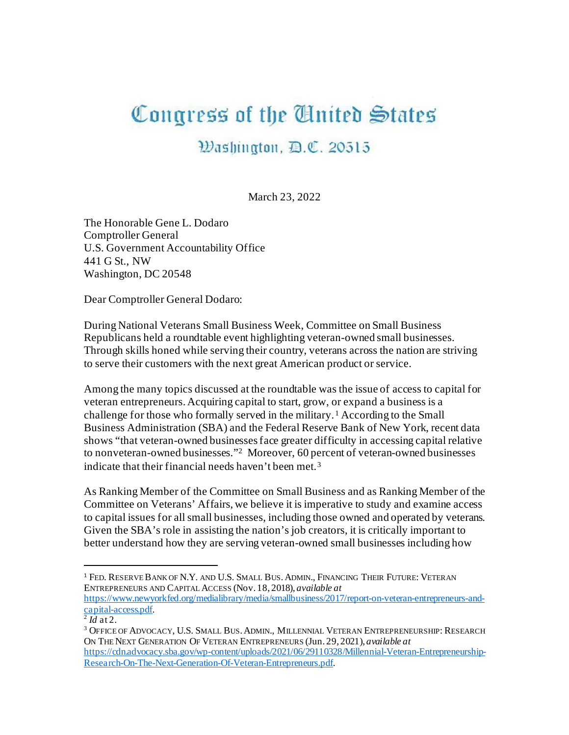# Congress of the United States

## Washington, D.C. 20515

March 23, 2022

The Honorable Gene L. Dodaro
Comptroller General
U.S. Government Accountability Office
441 G St., NW
Washington, DC 20548

Dear Comptroller General Dodaro:

During National Veterans Small Business Week, Committee on Small Business Republicans held a roundtable event highlighting veteran-owned small businesses. Through skills honed while serving their country, veterans across the nation are striving to serve their customers with the next great American product or service.

Among the many topics discussed at the roundtable was the issue of access to capital for veteran entrepreneurs. Acquiring capital to start, grow, or expand a business is a challenge for those who formally served in the military.[1] According to the Small Business Administration (SBA) and the Federal Reserve Bank of New York, recent data shows "that veteran-owned businesses face greater difficulty in accessing capital relative to nonveteran-owned businesses."[2] Moreover, 60 percent of veteran-owned businesses indicate that their financial needs haven't been met.[3]

As Ranking Member of the Committee on Small Business and as Ranking Member of the Committee on Veterans' Affairs, we believe it is imperative to study and examine access to capital issues for all small businesses, including those owned and operated by veterans. Given the SBA's role in assisting the nation's job creators, it is critically important to better understand how they are serving veteran-owned small businesses including how

---

[1] FED. RESERVE BANK OF N.Y. AND U.S. SMALL BUS. ADMIN., FINANCING THEIR FUTURE: VETERAN ENTREPRENEURS AND CAPITAL ACCESS (Nov. 18, 2018), *available at* https://www.newyorkfed.org/medialibrary/media/smallbusiness/2017/report-on-veteran-entrepreneurs-and-capital-access.pdf.

[2] *Id* at 2.

[3] OFFICE OF ADVOCACY, U.S. SMALL BUS. ADMIN., MILLENNIAL VETERAN ENTREPRENEURSHIP: RESEARCH ON THE NEXT GENERATION OF VETERAN ENTREPRENEURS (Jun. 29, 2021), *available at* https://cdn.advocacy.sba.gov/wp-content/uploads/2021/06/29110328/Millennial-Veteran-Entrepreneurship-Research-On-The-Next-Generation-Of-Veteran-Entrepreneurs.pdf.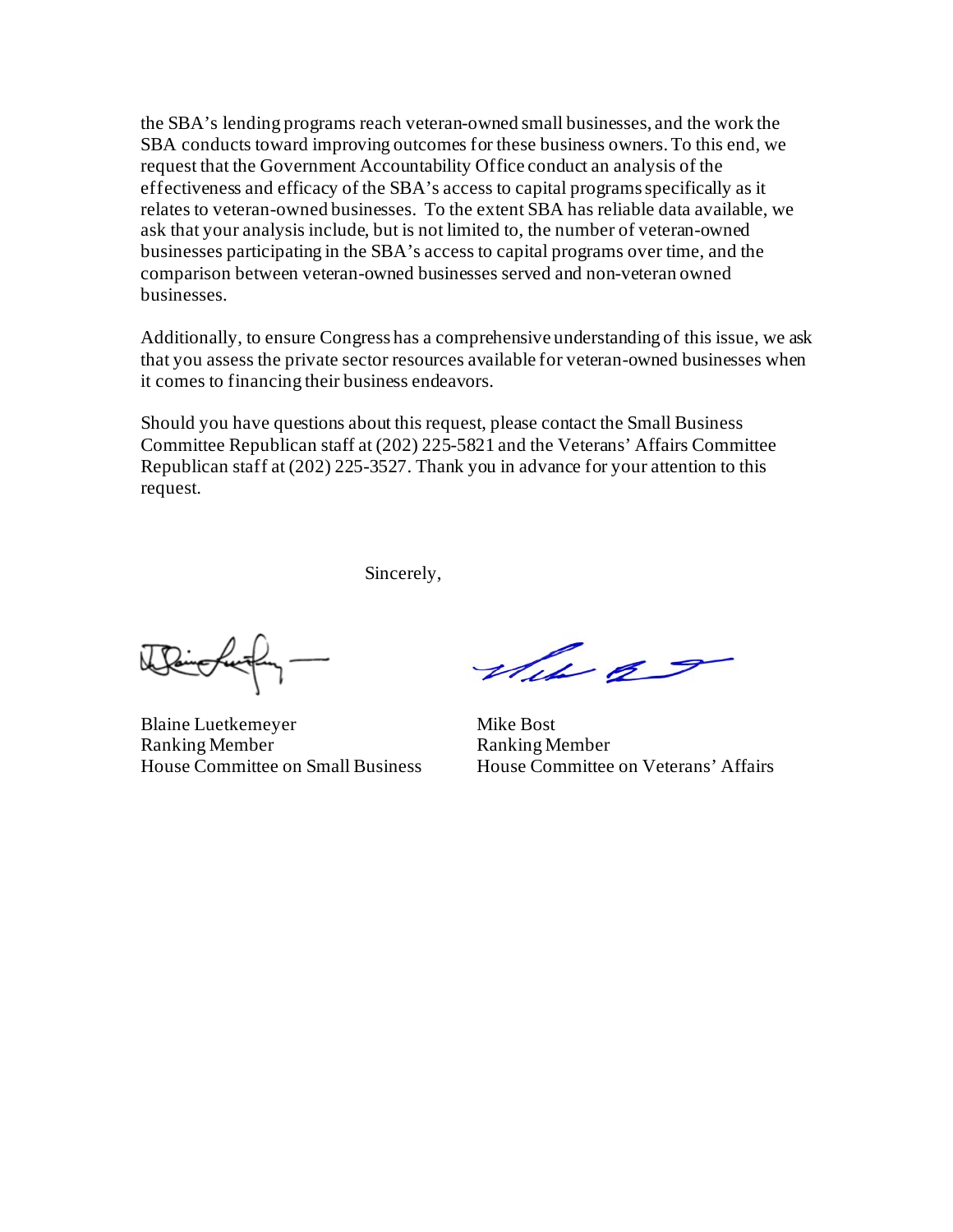the SBA's lending programs reach veteran-owned small businesses, and the work the SBA conducts toward improving outcomes for these business owners. To this end, we request that the Government Accountability Office conduct an analysis of the effectiveness and efficacy of the SBA's access to capital programs specifically as it relates to veteran-owned businesses. To the extent SBA has reliable data available, we ask that your analysis include, but is not limited to, the number of veteran-owned businesses participating in the SBA's access to capital programs over time, and the comparison between veteran-owned businesses served and non-veteran owned businesses.

Additionally, to ensure Congress has a comprehensive understanding of this issue, we ask that you assess the private sector resources available for veteran-owned businesses when it comes to financing their business endeavors.

Should you have questions about this request, please contact the Small Business Committee Republican staff at (202) 225-5821 and the Veterans' Affairs Committee Republican staff at (202) 225-3527. Thank you in advance for your attention to this request.

Sincerely,

Blaine Luetkemeyer
Ranking Member
House Committee on Small Business

Mike Bost
Ranking Member
House Committee on Veterans' Affairs